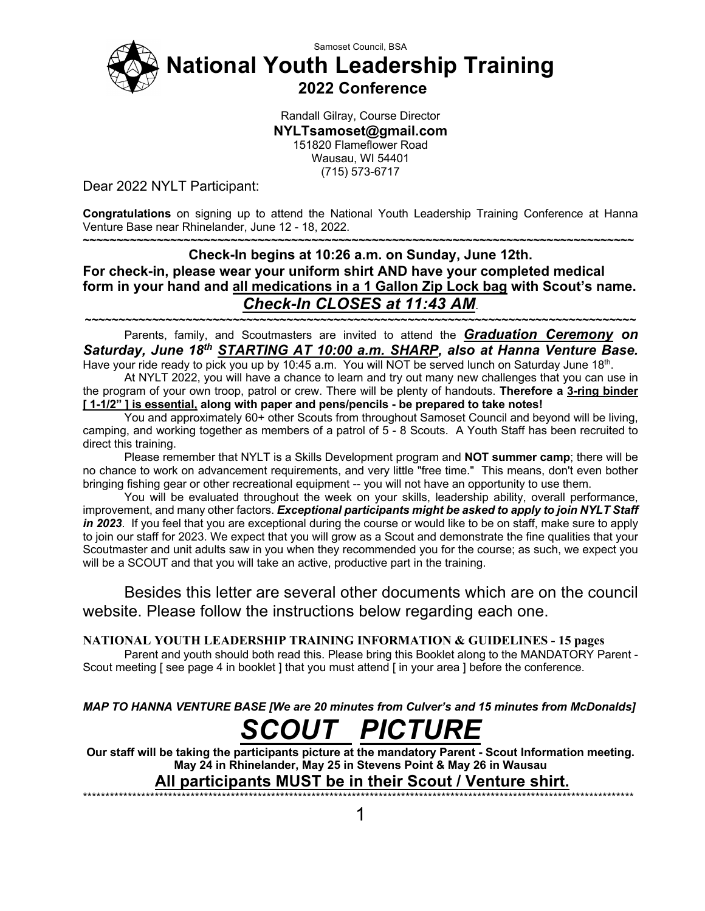Samoset Council, BSA

# National Youth Leadership Training

## 2022 Conference

Randall Gilray, Course Director
**NYLTsamoset@gmail.com**
151820 Flameflower Road
Wausau, WI 54401
(715) 573-6717

Dear 2022 NYLT Participant:

**Congratulations** on signing up to attend the National Youth Leadership Training Conference at Hanna Venture Base near Rhinelander, June 12 - 18, 2022.

~~~~~~~~~~~~~~~~~~~~~~~~~~~~~~~~~~~~~~~~~~~~~~~~~~~~~~~~~~~~~~~~~~~~~~~~~~~~~~~~~~~

**Check-In begins at 10:26 a.m. on Sunday, June 12th.**
**For check-in, please wear your uniform shirt AND have your completed medical form in your hand and <u>all medications in a 1 Gallon Zip Lock bag</u> with Scout's name.**
***<u>Check-In CLOSES at 11:43 AM</u>***.

~~~~~~~~~~~~~~~~~~~~~~~~~~~~~~~~~~~~~~~~~~~~~~~~~~~~~~~~~~~~~~~~~~~~~~~~~~~~~~~~~~~

Parents, family, and Scoutmasters are invited to attend the ***<u>Graduation Ceremony</u> on Saturday, June 18th <u>STARTING AT 10:00 a.m. SHARP</u>, also at Hanna Venture Base.*** Have your ride ready to pick you up by 10:45 a.m. You will NOT be served lunch on Saturday June 18th.

At NYLT 2022, you will have a chance to learn and try out many new challenges that you can use in the program of your own troop, patrol or crew. There will be plenty of handouts. **Therefore a <u>3-ring binder [ 1-1/2" ] is essential,</u> along with paper and pens/pencils - be prepared to take notes!**

You and approximately 60+ other Scouts from throughout Samoset Council and beyond will be living, camping, and working together as members of a patrol of 5 - 8 Scouts. A Youth Staff has been recruited to direct this training.

Please remember that NYLT is a Skills Development program and **NOT summer camp**; there will be no chance to work on advancement requirements, and very little "free time." This means, don't even bother bringing fishing gear or other recreational equipment -- you will not have an opportunity to use them.

You will be evaluated throughout the week on your skills, leadership ability, overall performance, improvement, and many other factors. ***Exceptional participants might be asked to apply to join NYLT Staff in 2023***. If you feel that you are exceptional during the course or would like to be on staff, make sure to apply to join our staff for 2023. We expect that you will grow as a Scout and demonstrate the fine qualities that your Scoutmaster and unit adults saw in you when they recommended you for the course; as such, we expect you will be a SCOUT and that you will take an active, productive part in the training.

Besides this letter are several other documents which are on the council website. Please follow the instructions below regarding each one.

**NATIONAL YOUTH LEADERSHIP TRAINING INFORMATION & GUIDELINES - 15 pages**

Parent and youth should both read this. Please bring this Booklet along to the MANDATORY Parent - Scout meeting [ see page 4 in booklet ] that you must attend [ in your area ] before the conference.

***MAP TO HANNA VENTURE BASE [We are 20 minutes from Culver's and 15 minutes from McDonalds]***

# ***<u>SCOUT PICTURE</u>***

**Our staff will be taking the participants picture at the mandatory Parent - Scout Information meeting.**
**May 24 in Rhinelander, May 25 in Stevens Point & May 26 in Wausau**

**<u>All participants MUST be in their Scout / Venture shirt.</u>**

************************************************************************************************************************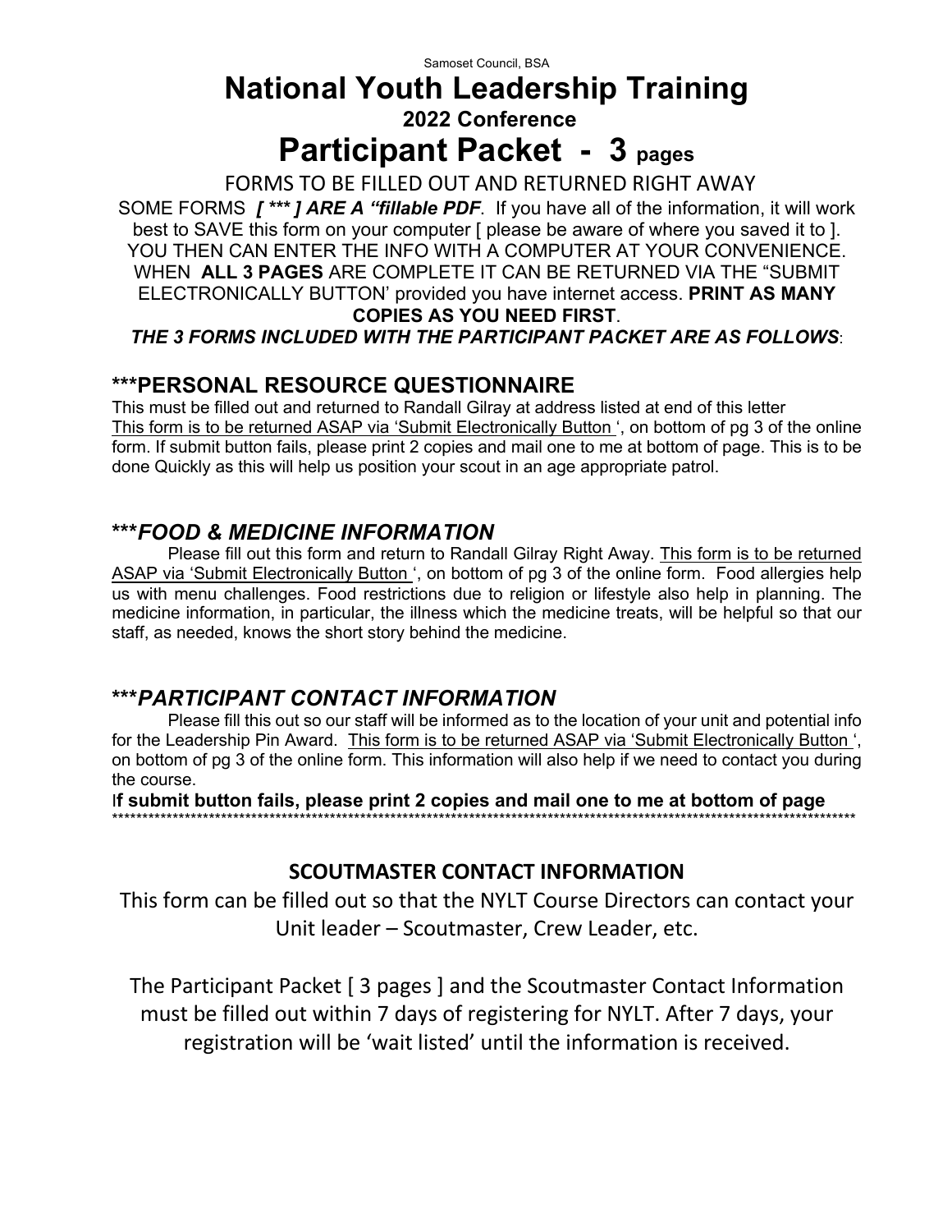Samoset Council, BSA

# National Youth Leadership Training

### 2022 Conference

# Participant Packet - 3 pages

FORMS TO BE FILLED OUT AND RETURNED RIGHT AWAY

SOME FORMS ***[ *** ] ARE A "fillable PDF***. If you have all of the information, it will work best to SAVE this form on your computer [ please be aware of where you saved it to ]. YOU THEN CAN ENTER THE INFO WITH A COMPUTER AT YOUR CONVENIENCE. WHEN **ALL 3 PAGES** ARE COMPLETE IT CAN BE RETURNED VIA THE "SUBMIT ELECTRONICALLY BUTTON' provided you have internet access. **PRINT AS MANY COPIES AS YOU NEED FIRST**.

***THE 3 FORMS INCLUDED WITH THE PARTICIPANT PACKET ARE AS FOLLOWS***:

## ***PERSONAL RESOURCE QUESTIONNAIRE

This must be filled out and returned to Randall Gilray at address listed at end of this letter
This form is to be returned ASAP via 'Submit Electronically Button ', on bottom of pg 3 of the online form. If submit button fails, please print 2 copies and mail one to me at bottom of page. This is to be done Quickly as this will help us position your scout in an age appropriate patrol.

## ****FOOD & MEDICINE INFORMATION***

Please fill out this form and return to Randall Gilray Right Away. This form is to be returned ASAP via 'Submit Electronically Button ', on bottom of pg 3 of the online form. Food allergies help us with menu challenges. Food restrictions due to religion or lifestyle also help in planning. The medicine information, in particular, the illness which the medicine treats, will be helpful so that our staff, as needed, knows the short story behind the medicine.

## ****PARTICIPANT CONTACT INFORMATION***

Please fill this out so our staff will be informed as to the location of your unit and potential info for the Leadership Pin Award. This form is to be returned ASAP via 'Submit Electronically Button ', on bottom of pg 3 of the online form. This information will also help if we need to contact you during the course.

I**f submit button fails, please print 2 copies and mail one to me at bottom of page**

****************************************************************************************************************************

## SCOUTMASTER CONTACT INFORMATION

This form can be filled out so that the NYLT Course Directors can contact your Unit leader – Scoutmaster, Crew Leader, etc.

The Participant Packet [ 3 pages ] and the Scoutmaster Contact Information must be filled out within 7 days of registering for NYLT. After 7 days, your registration will be 'wait listed' until the information is received.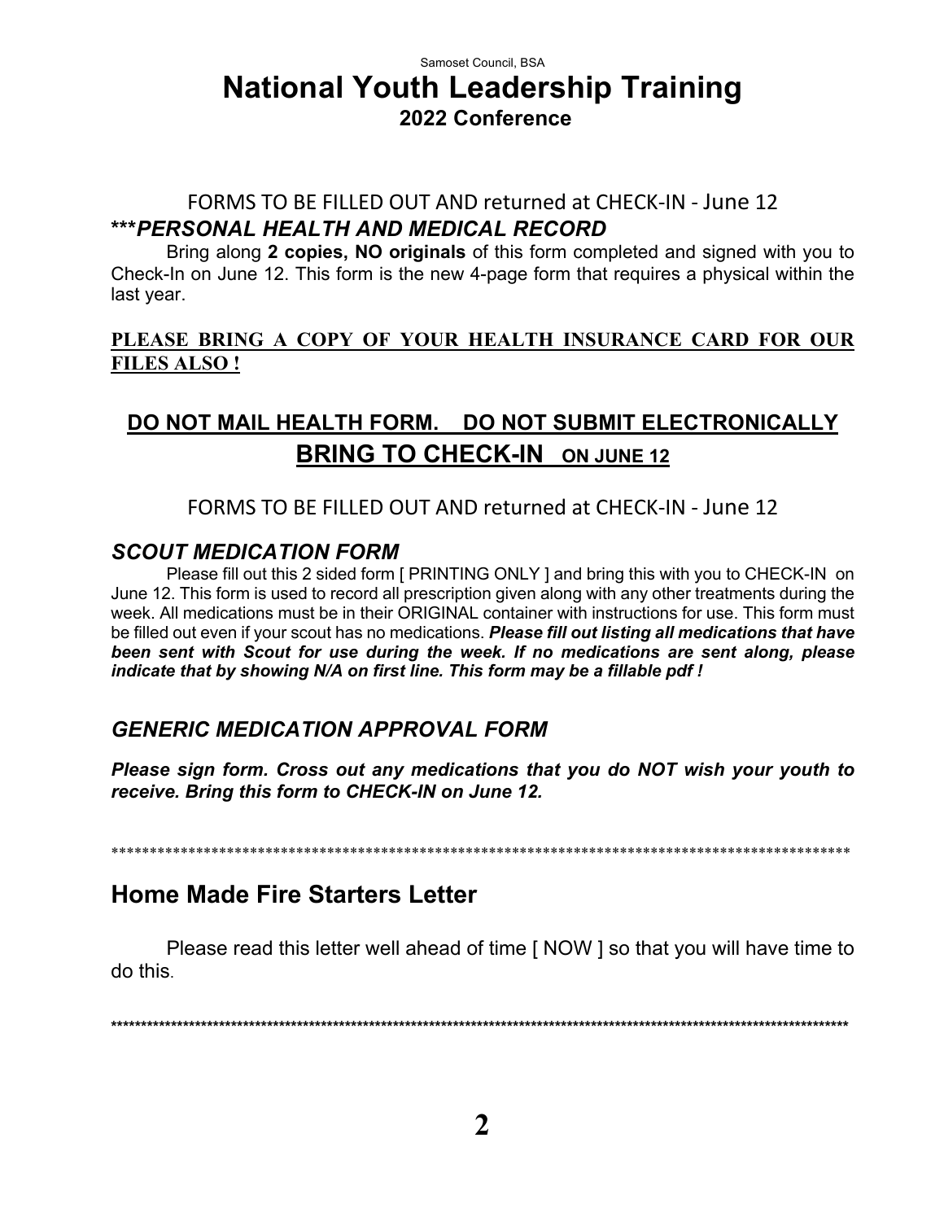Samoset Council, BSA

# National Youth Leadership Training

## 2022 Conference

FORMS TO BE FILLED OUT AND returned at CHECK-IN - June 12

### ****PERSONAL HEALTH AND MEDICAL RECORD***

Bring along **2 copies, NO originals** of this form completed and signed with you to Check-In on June 12. This form is the new 4-page form that requires a physical within the last year.

**PLEASE BRING A COPY OF YOUR HEALTH INSURANCE CARD FOR OUR FILES ALSO !**

## DO NOT MAIL HEALTH FORM. DO NOT SUBMIT ELECTRONICALLY

## BRING TO CHECK-IN ON JUNE 12

FORMS TO BE FILLED OUT AND returned at CHECK-IN - June 12

### *SCOUT MEDICATION FORM*

Please fill out this 2 sided form [ PRINTING ONLY ] and bring this with you to CHECK-IN on June 12. This form is used to record all prescription given along with any other treatments during the week. All medications must be in their ORIGINAL container with instructions for use. This form must be filled out even if your scout has no medications. ***Please fill out listing all medications that have been sent with Scout for use during the week. If no medications are sent along, please indicate that by showing N/A on first line. This form may be a fillable pdf !***

### *GENERIC MEDICATION APPROVAL FORM*

***Please sign form. Cross out any medications that you do NOT wish your youth to receive. Bring this form to CHECK-IN on June 12.***

****************************************************************************************************

## Home Made Fire Starters Letter

Please read this letter well ahead of time [ NOW ] so that you will have time to do this.

****************************************************************************************************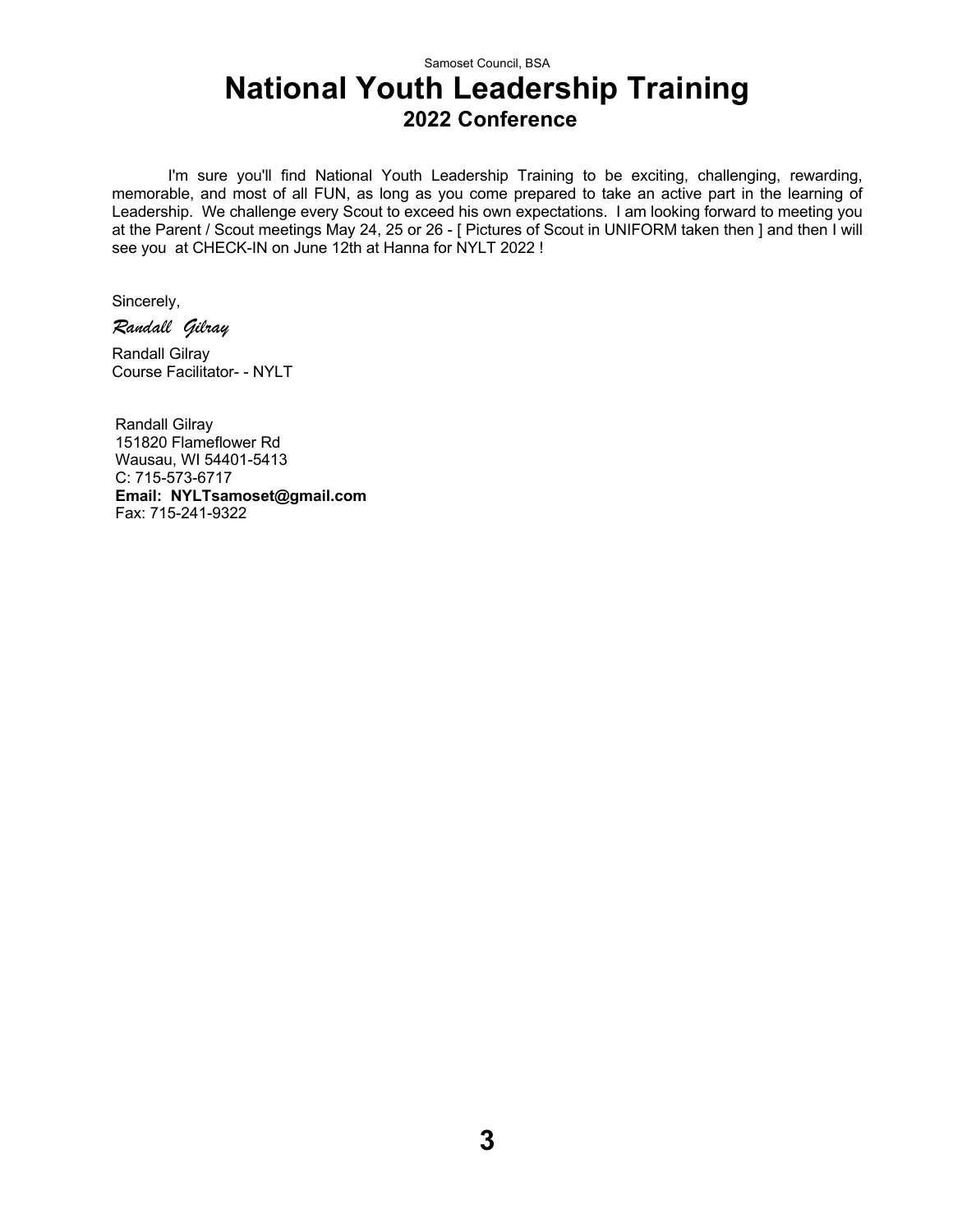Samoset Council, BSA

# National Youth Leadership Training

## 2022 Conference

I'm sure you'll find National Youth Leadership Training to be exciting, challenging, rewarding, memorable, and most of all FUN, as long as you come prepared to take an active part in the learning of Leadership. We challenge every Scout to exceed his own expectations. I am looking forward to meeting you at the Parent / Scout meetings May 24, 25 or 26 - [ Pictures of Scout in UNIFORM taken then ] and then I will see you at CHECK-IN on June 12th at Hanna for NYLT 2022 !

Sincerely,

*Randall Gilray*

Randall Gilray
Course Facilitator- - NYLT

Randall Gilray
151820 Flameflower Rd
Wausau, WI 54401-5413
C: 715-573-6717
**Email: NYLTsamoset@gmail.com**
Fax: 715-241-9322